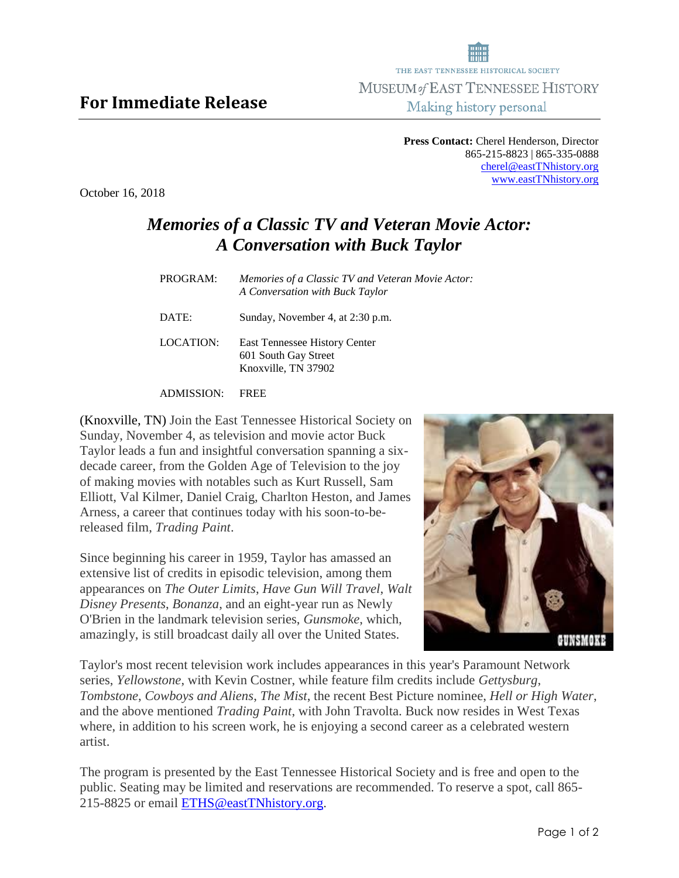THE EAST TENNESSEE HISTORICAL SOCIETY
MUSEUM *of* EAST TENNESSEE HISTORY
Making history personal

# For Immediate Release

**Press Contact:** Cherel Henderson, Director
865-215-8823 | 865-335-0888
cherel@eastTNhistory.org
www.eastTNhistory.org

October 16, 2018

## *Memories of a Classic TV and Veteran Movie Actor: A Conversation with Buck Taylor*

| | |
|---|---|
| PROGRAM: | *Memories of a Classic TV and Veteran Movie Actor: A Conversation with Buck Taylor* |
| DATE: | Sunday, November 4, at 2:30 p.m. |
| LOCATION: | East Tennessee History Center<br>601 South Gay Street<br>Knoxville, TN 37902 |
| ADMISSION: | FREE |

(Knoxville, TN) Join the East Tennessee Historical Society on Sunday, November 4, as television and movie actor Buck Taylor leads a fun and insightful conversation spanning a six-decade career, from the Golden Age of Television to the joy of making movies with notables such as Kurt Russell, Sam Elliott, Val Kilmer, Daniel Craig, Charlton Heston, and James Arness, a career that continues today with his soon-to-be-released film, *Trading Paint*.

Since beginning his career in 1959, Taylor has amassed an extensive list of credits in episodic television, among them appearances on *The Outer Limits*, *Have Gun Will Travel*, *Walt Disney Presents*, *Bonanza*, and an eight-year run as Newly O'Brien in the landmark television series, *Gunsmoke*, which, amazingly, is still broadcast daily all over the United States.

Taylor's most recent television work includes appearances in this year's Paramount Network series, *Yellowstone*, with Kevin Costner, while feature film credits include *Gettysburg*, *Tombstone*, *Cowboys and Aliens*, *The Mist*, the recent Best Picture nominee, *Hell or High Water*, and the above mentioned *Trading Paint*, with John Travolta. Buck now resides in West Texas where, in addition to his screen work, he is enjoying a second career as a celebrated western artist.

The program is presented by the East Tennessee Historical Society and is free and open to the public. Seating may be limited and reservations are recommended. To reserve a spot, call 865-215-8825 or email ETHS@eastTNhistory.org.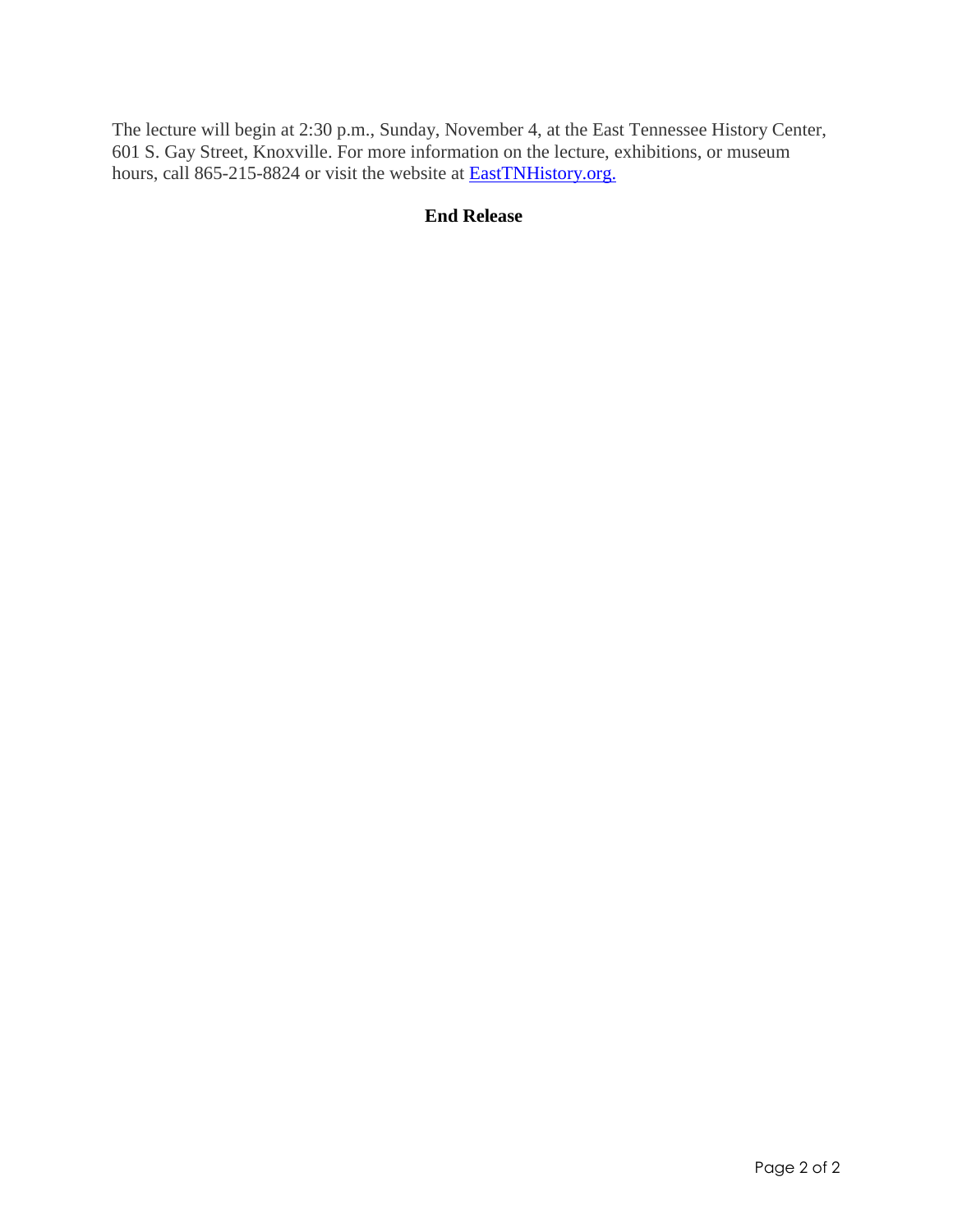The lecture will begin at 2:30 p.m., Sunday, November 4, at the East Tennessee History Center, 601 S. Gay Street, Knoxville. For more information on the lecture, exhibitions, or museum hours, call 865-215-8824 or visit the website at EastTNHistory.org.

**End Release**